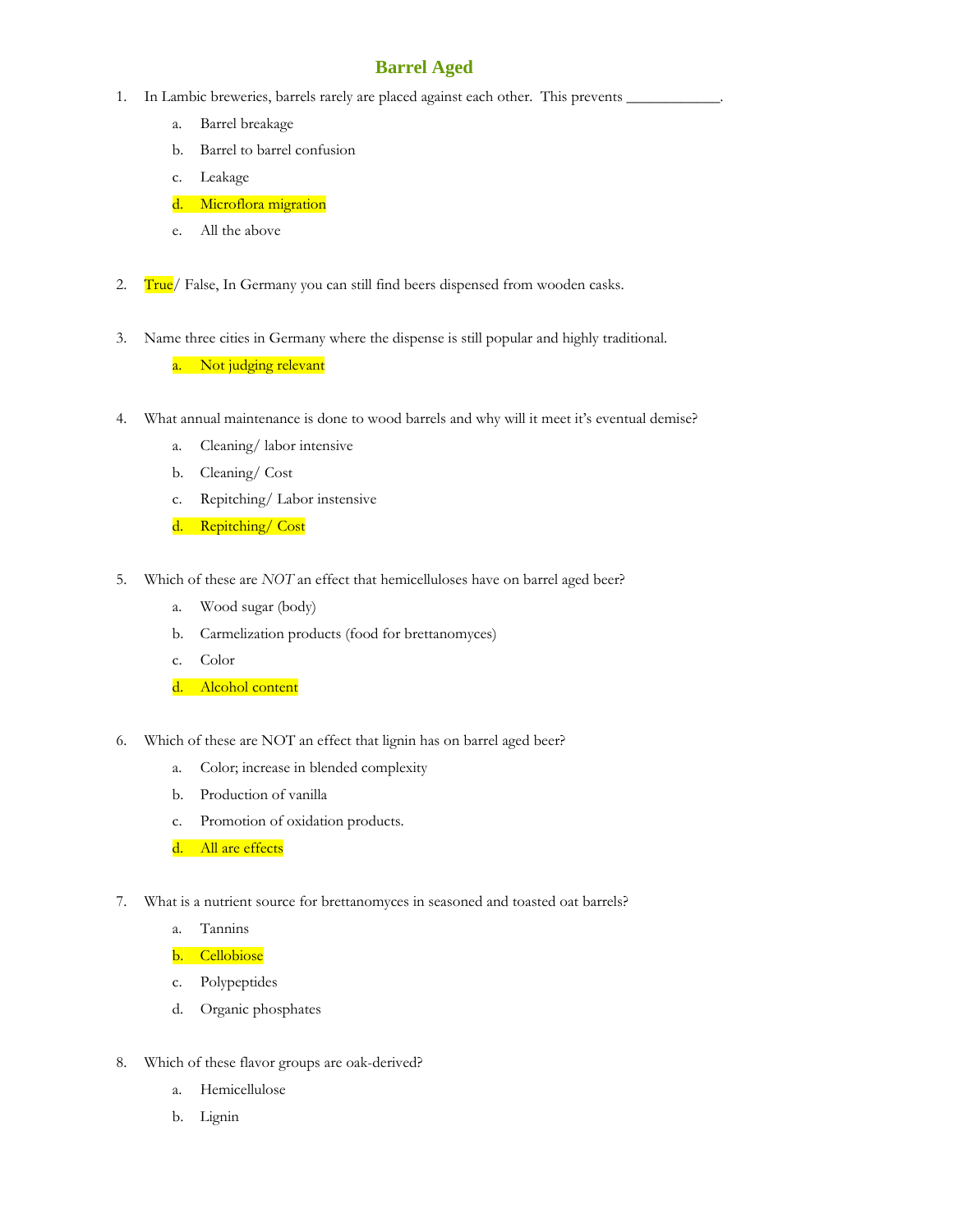# Barrel Aged

1. In Lambic breweries, barrels rarely are placed against each other. This prevents ____________.
   a. Barrel breakage
   b. Barrel to barrel confusion
   c. Leakage
   d. ==Microflora migration==
   e. All the above

2. ==True==/ False, In Germany you can still find beers dispensed from wooden casks.

3. Name three cities in Germany where the dispense is still popular and highly traditional.
   a. ==Not judging relevant==

4. What annual maintenance is done to wood barrels and why will it meet it's eventual demise?
   a. Cleaning/ labor intensive
   b. Cleaning/ Cost
   c. Repitching/ Labor instensive
   d. ==Repitching/ Cost==

5. Which of these are *NOT* an effect that hemicelluloses have on barrel aged beer?
   a. Wood sugar (body)
   b. Carmelization products (food for brettanomyces)
   c. Color
   d. ==Alcohol content==

6. Which of these are NOT an effect that lignin has on barrel aged beer?
   a. Color; increase in blended complexity
   b. Production of vanilla
   c. Promotion of oxidation products.
   d. ==All are effects==

7. What is a nutrient source for brettanomyces in seasoned and toasted oat barrels?
   a. Tannins
   b. ==Cellobiose==
   c. Polypeptides
   d. Organic phosphates

8. Which of these flavor groups are oak-derived?
   a. Hemicellulose
   b. Lignin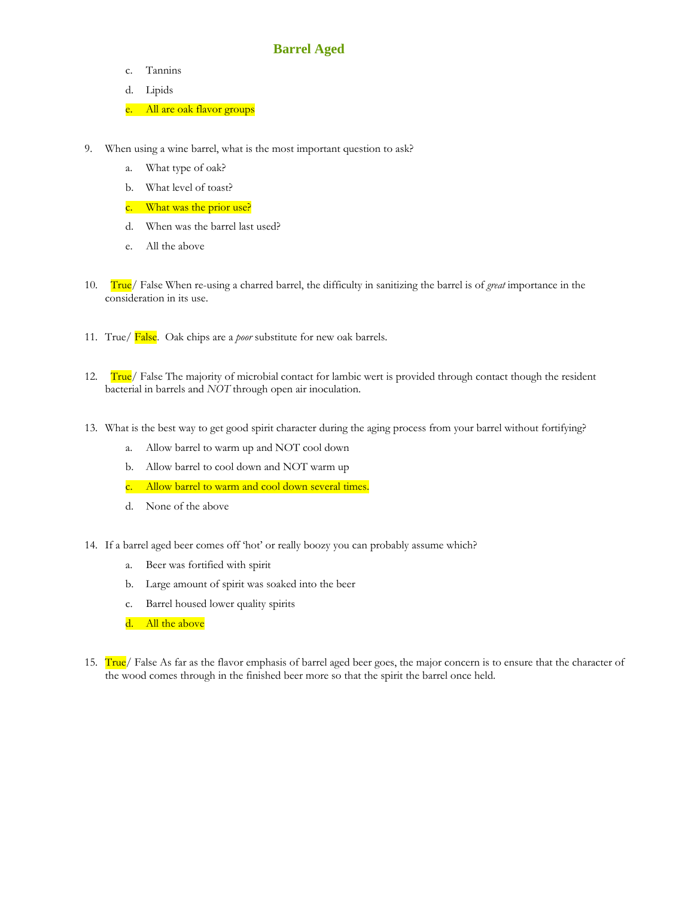## Barrel Aged

c. Tannins

d. Lipids

e. All are oak flavor groups

9. When using a wine barrel, what is the most important question to ask?

   a. What type of oak?

   b. What level of toast?

   c. What was the prior use?

   d. When was the barrel last used?

   e. All the above

10. True/ False When re-using a charred barrel, the difficulty in sanitizing the barrel is of *great* importance in the consideration in its use.

11. True/ False. Oak chips are a *poor* substitute for new oak barrels.

12. True/ False The majority of microbial contact for lambic wert is provided through contact though the resident bacterial in barrels and *NOT* through open air inoculation.

13. What is the best way to get good spirit character during the aging process from your barrel without fortifying?

    a. Allow barrel to warm up and NOT cool down

    b. Allow barrel to cool down and NOT warm up

    c. Allow barrel to warm and cool down several times.

    d. None of the above

14. If a barrel aged beer comes off 'hot' or really boozy you can probably assume which?

    a. Beer was fortified with spirit

    b. Large amount of spirit was soaked into the beer

    c. Barrel housed lower quality spirits

    d. All the above

15. True/ False As far as the flavor emphasis of barrel aged beer goes, the major concern is to ensure that the character of the wood comes through in the finished beer more so that the spirit the barrel once held.